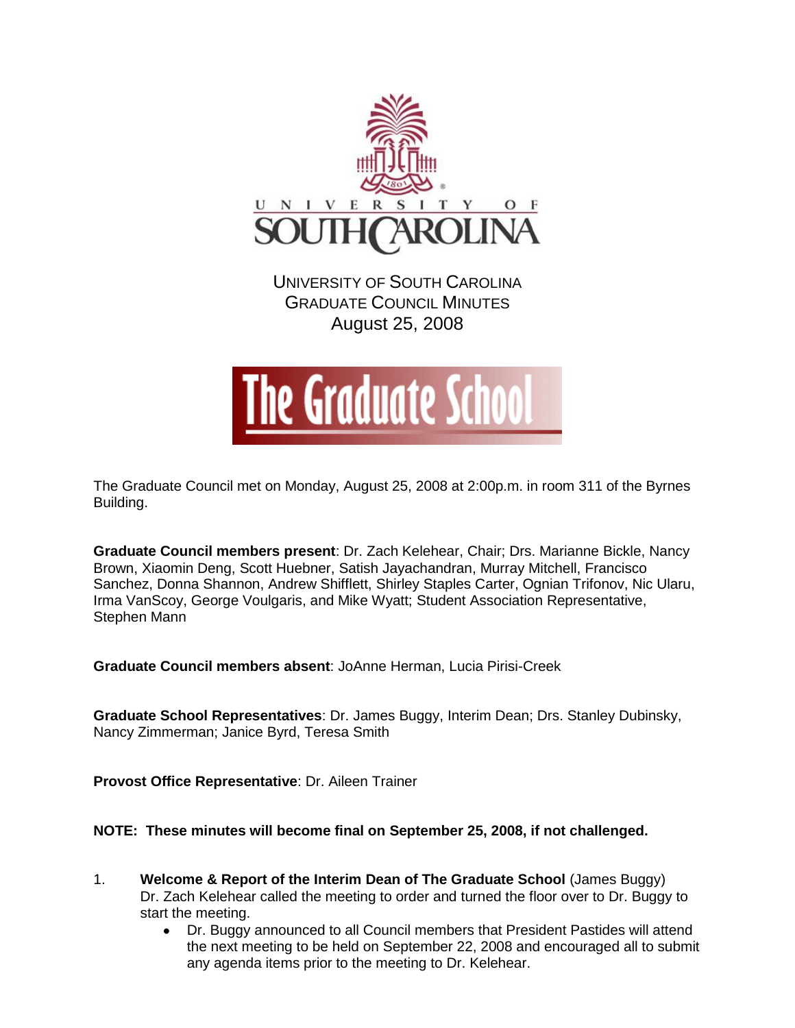UNIVERSITY OF SOUTH CAROLINA
GRADUATE COUNCIL MINUTES
August 25, 2008

The Graduate School

The Graduate Council met on Monday, August 25, 2008 at 2:00p.m. in room 311 of the Byrnes Building.

**Graduate Council members present**: Dr. Zach Kelehear, Chair; Drs. Marianne Bickle, Nancy Brown, Xiaomin Deng, Scott Huebner, Satish Jayachandran, Murray Mitchell, Francisco Sanchez, Donna Shannon, Andrew Shifflett, Shirley Staples Carter, Ognian Trifonov, Nic Ularu, Irma VanScoy, George Voulgaris, and Mike Wyatt; Student Association Representative, Stephen Mann

**Graduate Council members absent**: JoAnne Herman, Lucia Pirisi-Creek

**Graduate School Representatives**: Dr. James Buggy, Interim Dean; Drs. Stanley Dubinsky, Nancy Zimmerman; Janice Byrd, Teresa Smith

**Provost Office Representative**: Dr. Aileen Trainer

**NOTE: These minutes will become final on September 25, 2008, if not challenged.**

1. **Welcome & Report of the Interim Dean of The Graduate School** (James Buggy)
   Dr. Zach Kelehear called the meeting to order and turned the floor over to Dr. Buggy to start the meeting.
   - Dr. Buggy announced to all Council members that President Pastides will attend the next meeting to be held on September 22, 2008 and encouraged all to submit any agenda items prior to the meeting to Dr. Kelehear.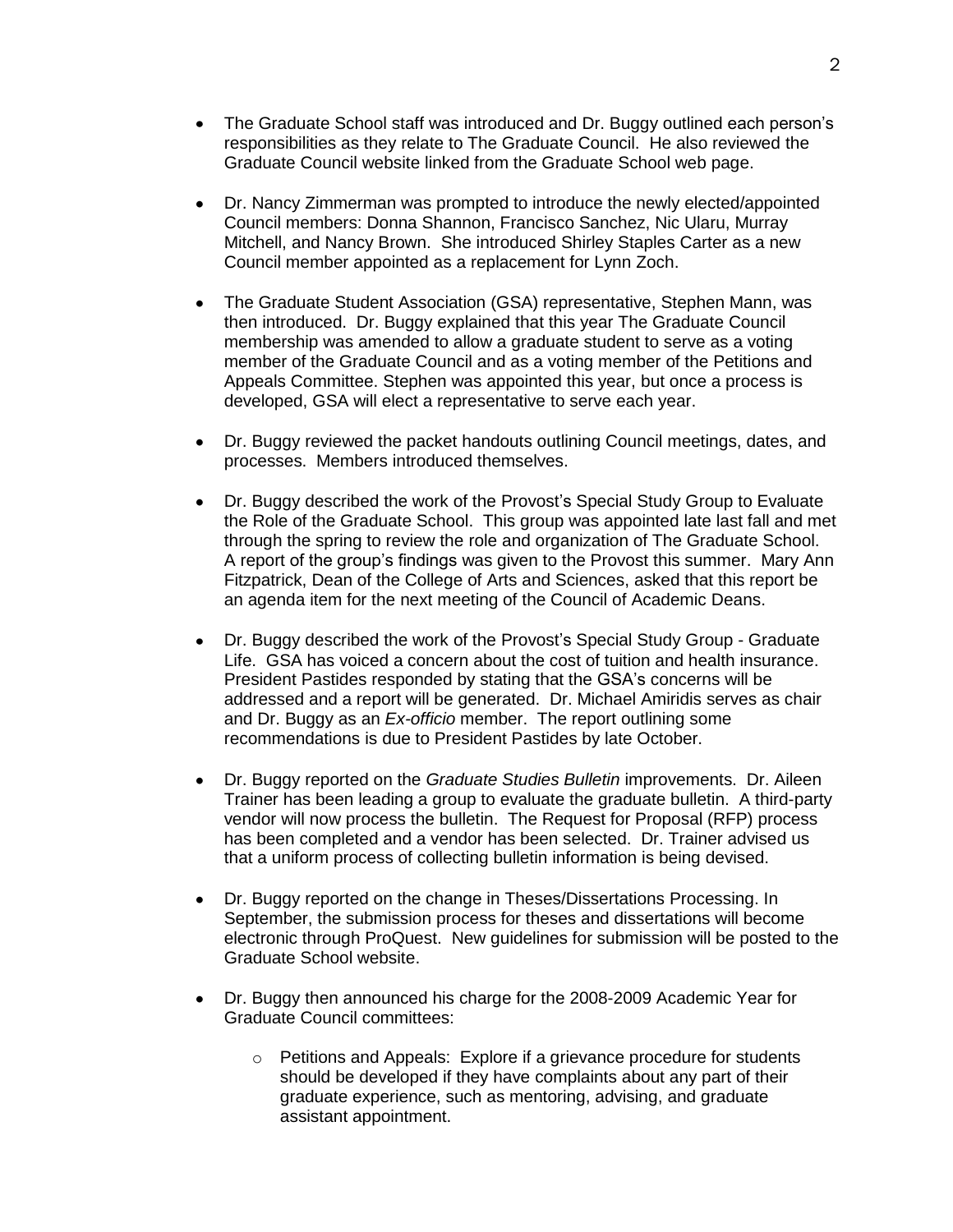- The Graduate School staff was introduced and Dr. Buggy outlined each person's responsibilities as they relate to The Graduate Council. He also reviewed the Graduate Council website linked from the Graduate School web page.

- Dr. Nancy Zimmerman was prompted to introduce the newly elected/appointed Council members: Donna Shannon, Francisco Sanchez, Nic Ularu, Murray Mitchell, and Nancy Brown. She introduced Shirley Staples Carter as a new Council member appointed as a replacement for Lynn Zoch.

- The Graduate Student Association (GSA) representative, Stephen Mann, was then introduced. Dr. Buggy explained that this year The Graduate Council membership was amended to allow a graduate student to serve as a voting member of the Graduate Council and as a voting member of the Petitions and Appeals Committee. Stephen was appointed this year, but once a process is developed, GSA will elect a representative to serve each year.

- Dr. Buggy reviewed the packet handouts outlining Council meetings, dates, and processes. Members introduced themselves.

- Dr. Buggy described the work of the Provost's Special Study Group to Evaluate the Role of the Graduate School. This group was appointed late last fall and met through the spring to review the role and organization of The Graduate School. A report of the group's findings was given to the Provost this summer. Mary Ann Fitzpatrick, Dean of the College of Arts and Sciences, asked that this report be an agenda item for the next meeting of the Council of Academic Deans.

- Dr. Buggy described the work of the Provost's Special Study Group - Graduate Life. GSA has voiced a concern about the cost of tuition and health insurance. President Pastides responded by stating that the GSA's concerns will be addressed and a report will be generated. Dr. Michael Amiridis serves as chair and Dr. Buggy as an *Ex-officio* member. The report outlining some recommendations is due to President Pastides by late October.

- Dr. Buggy reported on the *Graduate Studies Bulletin* improvements. Dr. Aileen Trainer has been leading a group to evaluate the graduate bulletin. A third-party vendor will now process the bulletin. The Request for Proposal (RFP) process has been completed and a vendor has been selected. Dr. Trainer advised us that a uniform process of collecting bulletin information is being devised.

- Dr. Buggy reported on the change in Theses/Dissertations Processing. In September, the submission process for theses and dissertations will become electronic through ProQuest. New guidelines for submission will be posted to the Graduate School website.

- Dr. Buggy then announced his charge for the 2008-2009 Academic Year for Graduate Council committees:

    - Petitions and Appeals: Explore if a grievance procedure for students should be developed if they have complaints about any part of their graduate experience, such as mentoring, advising, and graduate assistant appointment.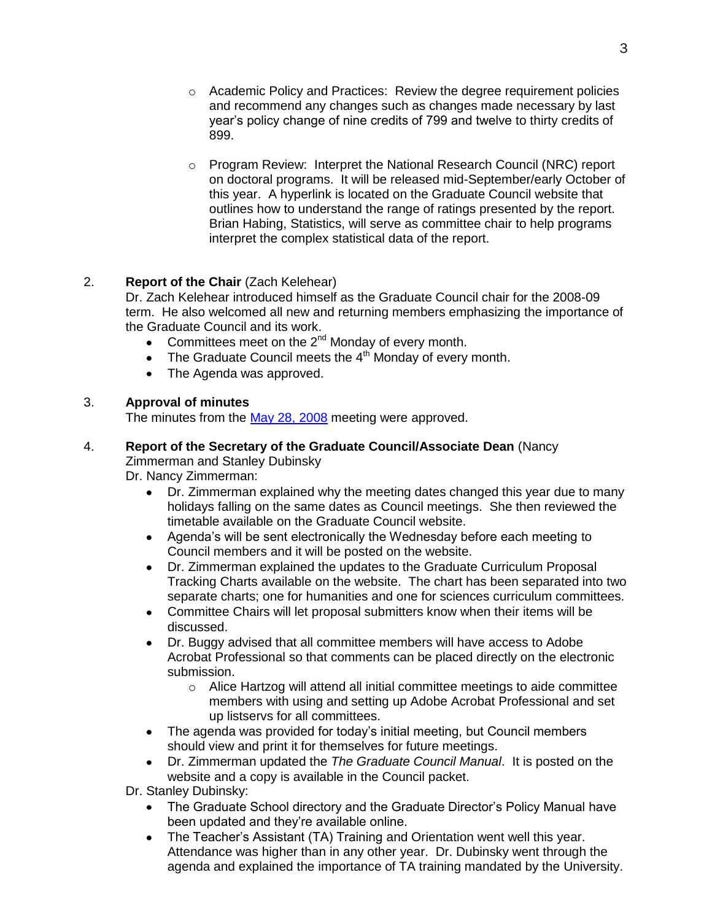- Academic Policy and Practices: Review the degree requirement policies and recommend any changes such as changes made necessary by last year's policy change of nine credits of 799 and twelve to thirty credits of 899.

- Program Review: Interpret the National Research Council (NRC) report on doctoral programs. It will be released mid-September/early October of this year. A hyperlink is located on the Graduate Council website that outlines how to understand the range of ratings presented by the report. Brian Habing, Statistics, will serve as committee chair to help programs interpret the complex statistical data of the report.

2. **Report of the Chair** (Zach Kelehear)
   Dr. Zach Kelehear introduced himself as the Graduate Council chair for the 2008-09 term. He also welcomed all new and returning members emphasizing the importance of the Graduate Council and its work.
   - Committees meet on the 2nd Monday of every month.
   - The Graduate Council meets the 4th Monday of every month.
   - The Agenda was approved.

3. **Approval of minutes**
   The minutes from the May 28, 2008 meeting were approved.

4. **Report of the Secretary of the Graduate Council/Associate Dean** (Nancy Zimmerman and Stanley Dubinsky
   Dr. Nancy Zimmerman:
   - Dr. Zimmerman explained why the meeting dates changed this year due to many holidays falling on the same dates as Council meetings. She then reviewed the timetable available on the Graduate Council website.
   - Agenda's will be sent electronically the Wednesday before each meeting to Council members and it will be posted on the website.
   - Dr. Zimmerman explained the updates to the Graduate Curriculum Proposal Tracking Charts available on the website. The chart has been separated into two separate charts; one for humanities and one for sciences curriculum committees.
   - Committee Chairs will let proposal submitters know when their items will be discussed.
   - Dr. Buggy advised that all committee members will have access to Adobe Acrobat Professional so that comments can be placed directly on the electronic submission.
     - Alice Hartzog will attend all initial committee meetings to aide committee members with using and setting up Adobe Acrobat Professional and set up listservs for all committees.
   - The agenda was provided for today's initial meeting, but Council members should view and print it for themselves for future meetings.
   - Dr. Zimmerman updated the *The Graduate Council Manual*. It is posted on the website and a copy is available in the Council packet.

   Dr. Stanley Dubinsky:
   - The Graduate School directory and the Graduate Director's Policy Manual have been updated and they're available online.
   - The Teacher's Assistant (TA) Training and Orientation went well this year. Attendance was higher than in any other year. Dr. Dubinsky went through the agenda and explained the importance of TA training mandated by the University.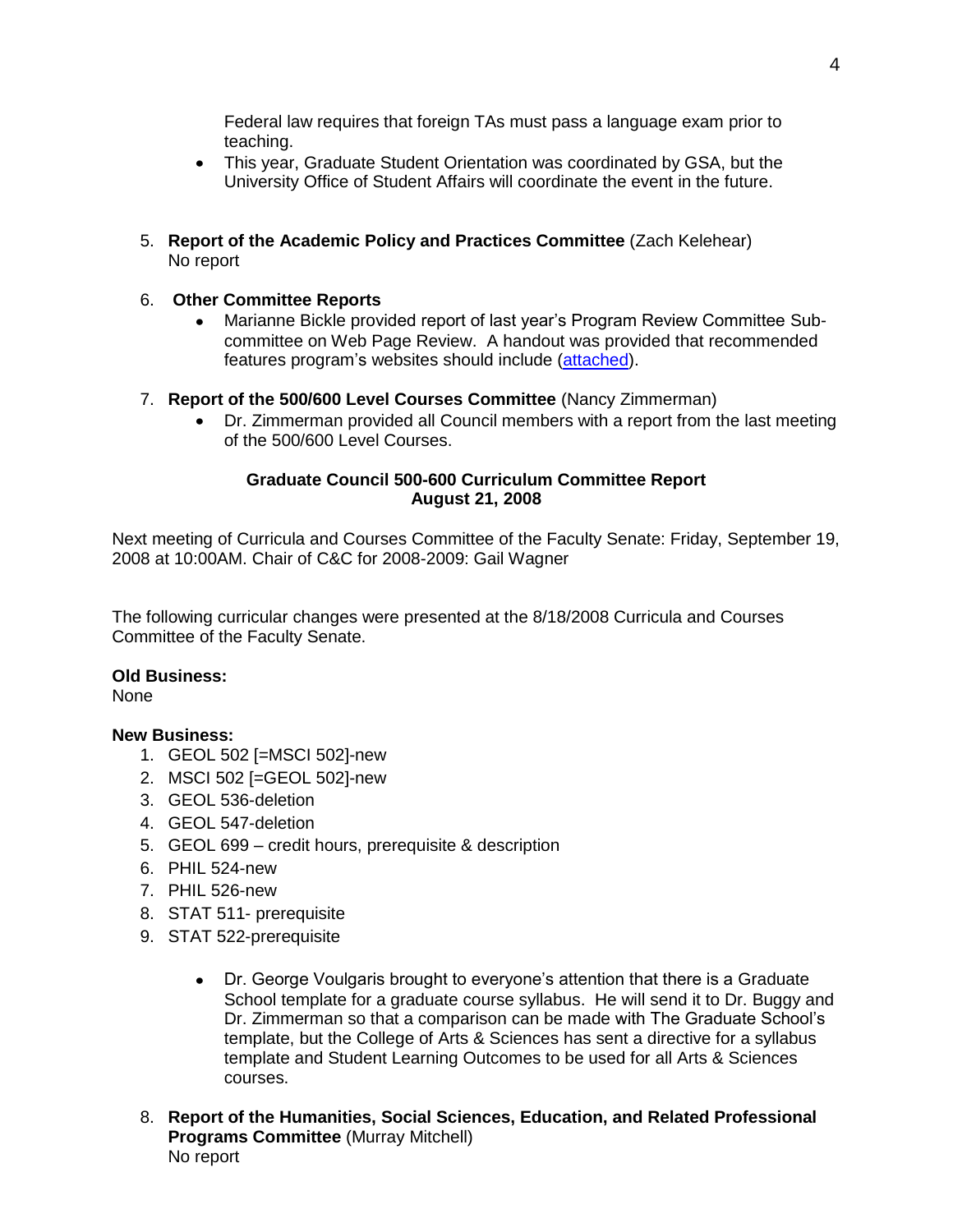Federal law requires that foreign TAs must pass a language exam prior to teaching.

- This year, Graduate Student Orientation was coordinated by GSA, but the University Office of Student Affairs will coordinate the event in the future.

5. **Report of the Academic Policy and Practices Committee** (Zach Kelehear)
   No report

6. **Other Committee Reports**
   - Marianne Bickle provided report of last year's Program Review Committee Sub-committee on Web Page Review. A handout was provided that recommended features program's websites should include (attached).

7. **Report of the 500/600 Level Courses Committee** (Nancy Zimmerman)
   - Dr. Zimmerman provided all Council members with a report from the last meeting of the 500/600 Level Courses.

**Graduate Council 500-600 Curriculum Committee Report**
**August 21, 2008**

Next meeting of Curricula and Courses Committee of the Faculty Senate: Friday, September 19, 2008 at 10:00AM. Chair of C&C for 2008-2009: Gail Wagner

The following curricular changes were presented at the 8/18/2008 Curricula and Courses Committee of the Faculty Senate.

**Old Business:**
None

**New Business:**

1. GEOL 502 [=MSCI 502]-new
2. MSCI 502 [=GEOL 502]-new
3. GEOL 536-deletion
4. GEOL 547-deletion
5. GEOL 699 – credit hours, prerequisite & description
6. PHIL 524-new
7. PHIL 526-new
8. STAT 511- prerequisite
9. STAT 522-prerequisite

   - Dr. George Voulgaris brought to everyone's attention that there is a Graduate School template for a graduate course syllabus. He will send it to Dr. Buggy and Dr. Zimmerman so that a comparison can be made with The Graduate School's template, but the College of Arts & Sciences has sent a directive for a syllabus template and Student Learning Outcomes to be used for all Arts & Sciences courses.

8. **Report of the Humanities, Social Sciences, Education, and Related Professional Programs Committee** (Murray Mitchell)
   No report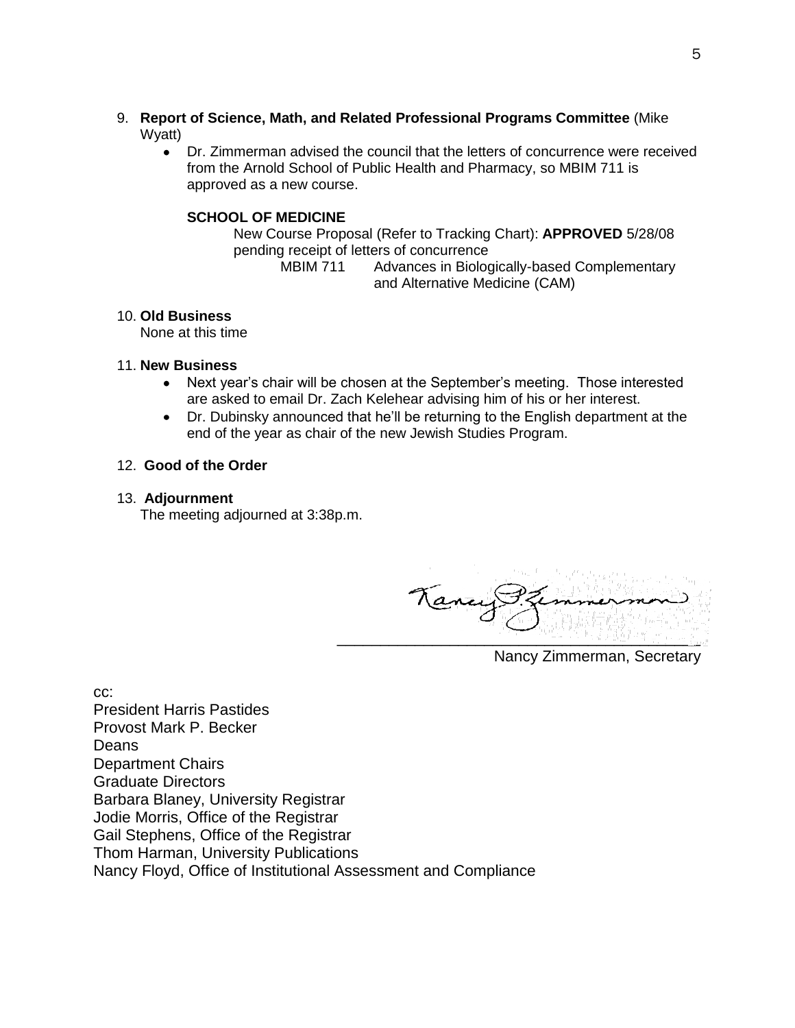9. **Report of Science, Math, and Related Professional Programs Committee** (Mike Wyatt)
   - Dr. Zimmerman advised the council that the letters of concurrence were received from the Arnold School of Public Health and Pharmacy, so MBIM 711 is approved as a new course.

   **SCHOOL OF MEDICINE**

   New Course Proposal (Refer to Tracking Chart): **APPROVED** 5/28/08 pending receipt of letters of concurrence

   MBIM 711 Advances in Biologically-based Complementary and Alternative Medicine (CAM)

10. **Old Business**

    None at this time

11. **New Business**
    - Next year's chair will be chosen at the September's meeting. Those interested are asked to email Dr. Zach Kelehear advising him of his or her interest.
    - Dr. Dubinsky announced that he'll be returning to the English department at the end of the year as chair of the new Jewish Studies Program.

12. **Good of the Order**

13. **Adjournment**

    The meeting adjourned at 3:38p.m.

Nancy P. Zimmerman

\_\_\_\_\_\_\_\_\_\_\_\_\_\_\_\_\_\_\_\_\_\_\_\_\_\_\_\_\_\_\_\_\_\_\_\_\_\_\_\_

Nancy Zimmerman, Secretary

cc:

President Harris Pastides

Provost Mark P. Becker

Deans

Department Chairs

Graduate Directors

Barbara Blaney, University Registrar

Jodie Morris, Office of the Registrar

Gail Stephens, Office of the Registrar

Thom Harman, University Publications

Nancy Floyd, Office of Institutional Assessment and Compliance